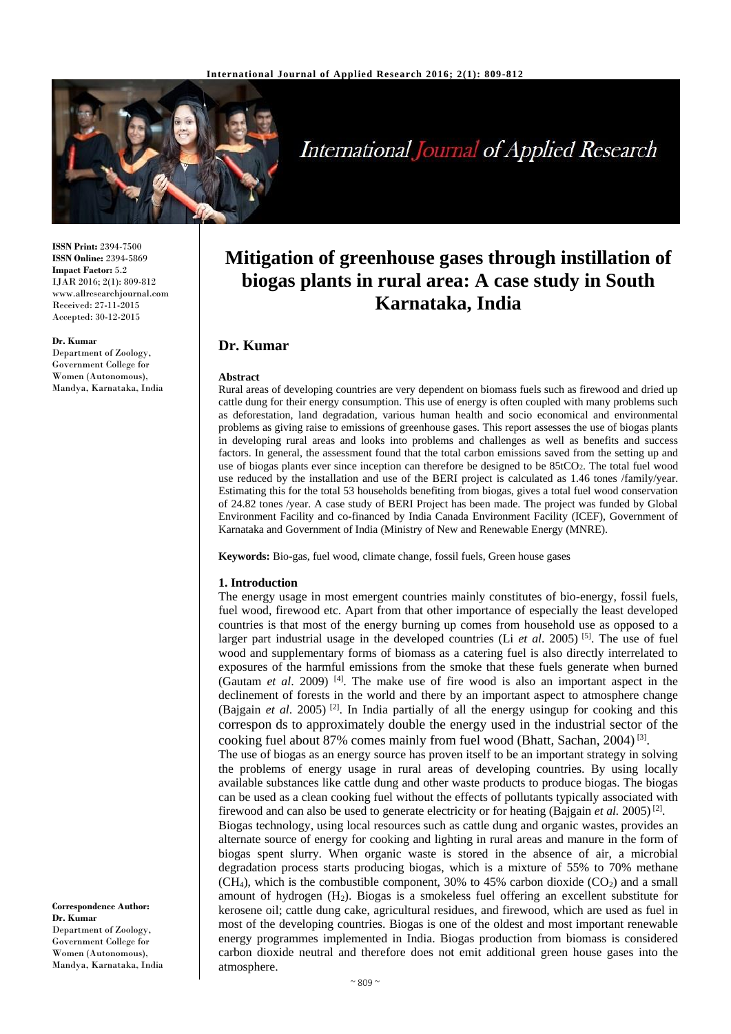# Mitigation of greenhouse gases through instillation of biogas plants in rural area: A case study in South Karnataka, India

**Dr. Kumar**

**ISSN Print:** 2394-7500
**ISSN Online:** 2394-5869
**Impact Factor:** 5.2
IJAR 2016; 2(1): 809-812
www.allresearchjournal.com
Received: 27-11-2015
Accepted: 30-12-2015

**Dr. Kumar**
Department of Zoology, Government College for Women (Autonomous), Mandya, Karnataka, India

**Correspondence Author:**
**Dr. Kumar**
Department of Zoology, Government College for Women (Autonomous), Mandya, Karnataka, India

**Abstract**

Rural areas of developing countries are very dependent on biomass fuels such as firewood and dried up cattle dung for their energy consumption. This use of energy is often coupled with many problems such as deforestation, land degradation, various human health and socio economical and environmental problems as giving raise to emissions of greenhouse gases. This report assesses the use of biogas plants in developing rural areas and looks into problems and challenges as well as benefits and success factors. In general, the assessment found that the total carbon emissions saved from the setting up and use of biogas plants ever since inception can therefore be designed to be 85t$CO_2$. The total fuel wood use reduced by the installation and use of the BERI project is calculated as 1.46 tones /family/year. Estimating this for the total 53 households benefiting from biogas, gives a total fuel wood conservation of 24.82 tones /year. A case study of BERI Project has been made. The project was funded by Global Environment Facility and co-financed by India Canada Environment Facility (ICEF), Government of Karnataka and Government of India (Ministry of New and Renewable Energy (MNRE).

**Keywords:** Bio-gas, fuel wood, climate change, fossil fuels, Green house gases

## 1. Introduction

The energy usage in most emergent countries mainly constitutes of bio-energy, fossil fuels, fuel wood, firewood etc. Apart from that other importance of especially the least developed countries is that most of the energy burning up comes from household use as opposed to a larger part industrial usage in the developed countries (Li *et al*. 2005) [5]. The use of fuel wood and supplementary forms of biomass as a catering fuel is also directly interrelated to exposures of the harmful emissions from the smoke that these fuels generate when burned (Gautam *et al*. 2009) [4]. The make use of fire wood is also an important aspect in the declinement of forests in the world and there by an important aspect to atmosphere change (Bajgain *et al*. 2005) [2]. In India partially of all the energy usingup for cooking and this correspon ds to approximately double the energy used in the industrial sector of the cooking fuel about 87% comes mainly from fuel wood (Bhatt, Sachan, 2004) [3].

The use of biogas as an energy source has proven itself to be an important strategy in solving the problems of energy usage in rural areas of developing countries. By using locally available substances like cattle dung and other waste products to produce biogas. The biogas can be used as a clean cooking fuel without the effects of pollutants typically associated with firewood and can also be used to generate electricity or for heating (Bajgain *et al.* 2005) [2].

Biogas technology, using local resources such as cattle dung and organic wastes, provides an alternate source of energy for cooking and lighting in rural areas and manure in the form of biogas spent slurry. When organic waste is stored in the absence of air, a microbial degradation process starts producing biogas, which is a mixture of 55% to 70% methane ($CH_4$), which is the combustible component, 30% to 45% carbon dioxide ($CO_2$) and a small amount of hydrogen ($H_2$). Biogas is a smokeless fuel offering an excellent substitute for kerosene oil; cattle dung cake, agricultural residues, and firewood, which are used as fuel in most of the developing countries. Biogas is one of the oldest and most important renewable energy programmes implemented in India. Biogas production from biomass is considered carbon dioxide neutral and therefore does not emit additional green house gases into the atmosphere.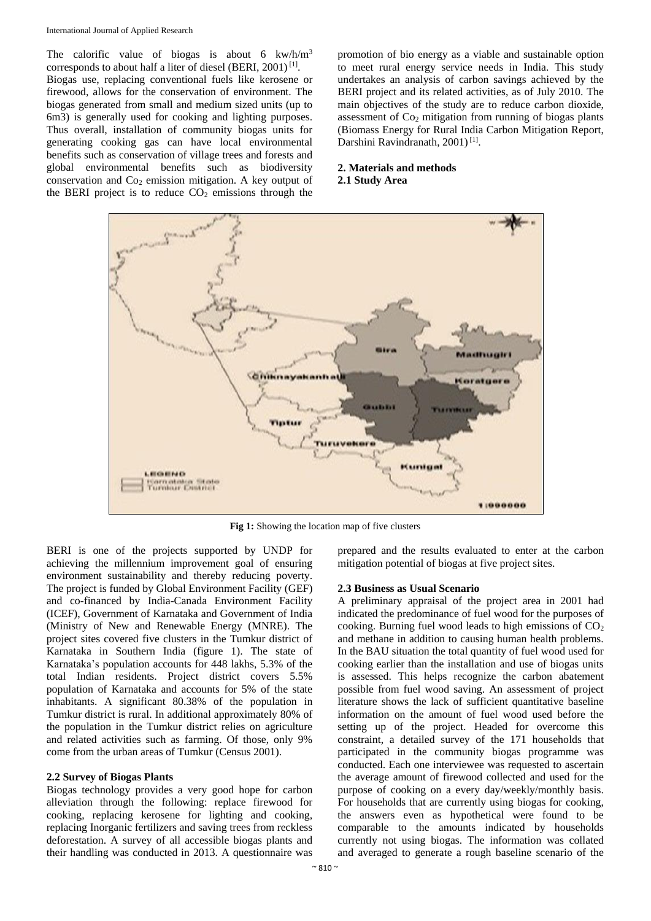The calorific value of biogas is about 6 kw/h/$m^3$ corresponds to about half a liter of diesel (BERI, 2001) [1].

Biogas use, replacing conventional fuels like kerosene or firewood, allows for the conservation of environment. The biogas generated from small and medium sized units (up to 6m3) is generally used for cooking and lighting purposes. Thus overall, installation of community biogas units for generating cooking gas can have local environmental benefits such as conservation of village trees and forests and global environmental benefits such as biodiversity conservation and $Co_2$ emission mitigation. A key output of the BERI project is to reduce $CO_2$ emissions through the promotion of bio energy as a viable and sustainable option to meet rural energy service needs in India. This study undertakes an analysis of carbon savings achieved by the BERI project and its related activities, as of July 2010. The main objectives of the study are to reduce carbon dioxide, assessment of $Co_2$ mitigation from running of biogas plants (Biomass Energy for Rural India Carbon Mitigation Report, Darshini Ravindranath, 2001) [1].

## 2. Materials and methods

### 2.1 Study Area

**Fig 1:** Showing the location map of five clusters

BERI is one of the projects supported by UNDP for achieving the millennium improvement goal of ensuring environment sustainability and thereby reducing poverty. The project is funded by Global Environment Facility (GEF) and co-financed by India-Canada Environment Facility (ICEF), Government of Karnataka and Government of India (Ministry of New and Renewable Energy (MNRE). The project sites covered five clusters in the Tumkur district of Karnataka in Southern India (figure 1). The state of Karnataka's population accounts for 448 lakhs, 5.3% of the total Indian residents. Project district covers 5.5% population of Karnataka and accounts for 5% of the state inhabitants. A significant 80.38% of the population in Tumkur district is rural. In additional approximately 80% of the population in the Tumkur district relies on agriculture and related activities such as farming. Of those, only 9% come from the urban areas of Tumkur (Census 2001).

### 2.2 Survey of Biogas Plants

Biogas technology provides a very good hope for carbon alleviation through the following: replace firewood for cooking, replacing kerosene for lighting and cooking, replacing Inorganic fertilizers and saving trees from reckless deforestation. A survey of all accessible biogas plants and their handling was conducted in 2013. A questionnaire was prepared and the results evaluated to enter at the carbon mitigation potential of biogas at five project sites.

### 2.3 Business as Usual Scenario

A preliminary appraisal of the project area in 2001 had indicated the predominance of fuel wood for the purposes of cooking. Burning fuel wood leads to high emissions of $CO_2$ and methane in addition to causing human health problems. In the BAU situation the total quantity of fuel wood used for cooking earlier than the installation and use of biogas units is assessed. This helps recognize the carbon abatement possible from fuel wood saving. An assessment of project literature shows the lack of sufficient quantitative baseline information on the amount of fuel wood used before the setting up of the project. Headed for overcome this constraint, a detailed survey of the 171 households that participated in the community biogas programme was conducted. Each one interviewee was requested to ascertain the average amount of firewood collected and used for the purpose of cooking on a every day/weekly/monthly basis. For households that are currently using biogas for cooking, the answers even as hypothetical were found to be comparable to the amounts indicated by households currently not using biogas. The information was collated and averaged to generate a rough baseline scenario of the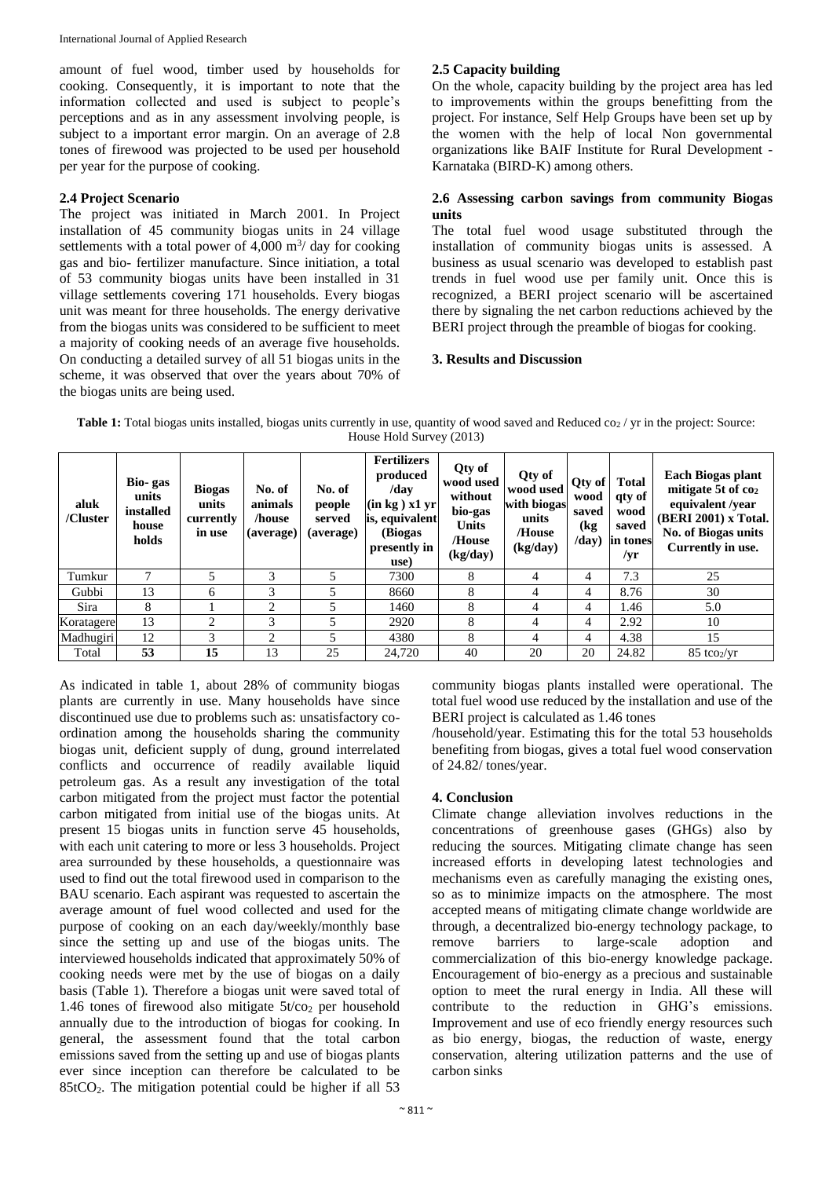amount of fuel wood, timber used by households for cooking. Consequently, it is important to note that the information collected and used is subject to people's perceptions and as in any assessment involving people, is subject to a important error margin. On an average of 2.8 tones of firewood was projected to be used per household per year for the purpose of cooking.

### 2.4 Project Scenario

The project was initiated in March 2001. In Project installation of 45 community biogas units in 24 village settlements with a total power of 4,000 $m^3$/ day for cooking gas and bio- fertilizer manufacture. Since initiation, a total of 53 community biogas units have been installed in 31 village settlements covering 171 households. Every biogas unit was meant for three households. The energy derivative from the biogas units was considered to be sufficient to meet a majority of cooking needs of an average five households. On conducting a detailed survey of all 51 biogas units in the scheme, it was observed that over the years about 70% of the biogas units are being used.

### 2.5 Capacity building

On the whole, capacity building by the project area has led to improvements within the groups benefitting from the project. For instance, Self Help Groups have been set up by the women with the help of local Non governmental organizations like BAIF Institute for Rural Development - Karnataka (BIRD-K) among others.

### 2.6 Assessing carbon savings from community Biogas units

The total fuel wood usage substituted through the installation of community biogas units is assessed. A business as usual scenario was developed to establish past trends in fuel wood use per family unit. Once this is recognized, a BERI project scenario will be ascertained there by signaling the net carbon reductions achieved by the BERI project through the preamble of biogas for cooking.

## 3. Results and Discussion

**Table 1:** Total biogas units installed, biogas units currently in use, quantity of wood saved and Reduced $co_2$ / yr in the project: Source: House Hold Survey (2013)

| aluk /Cluster | Bio- gas units installed house holds | Biogas units currently in use | No. of animals /house (average) | No. of people served (average) | Fertilizers produced /day (in kg ) x1 yr is, equivalent (Biogas presently in use) | Qty of wood used without bio-gas Units /House (kg/day) | Qty of wood used with biogas units /House (kg/day) | Qty of wood saved (kg /day) | Total qty of wood saved in tones /yr | Each Biogas plant mitigate 5t of $co_2$ equivalent /year (BERI 2001) x Total. No. of Biogas units Currently in use. |
|---|---|---|---|---|---|---|---|---|---|---|
| Tumkur | 7 | 5 | 3 | 5 | 7300 | 8 | 4 | 4 | 7.3 | 25 |
| Gubbi | 13 | 6 | 3 | 5 | 8660 | 8 | 4 | 4 | 8.76 | 30 |
| Sira | 8 | 1 | 2 | 5 | 1460 | 8 | 4 | 4 | 1.46 | 5.0 |
| Koratagere | 13 | 2 | 3 | 5 | 2920 | 8 | 4 | 4 | 2.92 | 10 |
| Madhugiri | 12 | 3 | 2 | 5 | 4380 | 8 | 4 | 4 | 4.38 | 15 |
| Total | **53** | **15** | 13 | 25 | 24,720 | 40 | 20 | 20 | 24.82 | 85 $tco_2$/yr |

As indicated in table 1, about 28% of community biogas plants are currently in use. Many households have since discontinued use due to problems such as: unsatisfactory co-ordination among the households sharing the community biogas unit, deficient supply of dung, ground interrelated conflicts and occurrence of readily available liquid petroleum gas. As a result any investigation of the total carbon mitigated from the project must factor the potential carbon mitigated from initial use of the biogas units. At present 15 biogas units in function serve 45 households, with each unit catering to more or less 3 households. Project area surrounded by these households, a questionnaire was used to find out the total firewood used in comparison to the BAU scenario. Each aspirant was requested to ascertain the average amount of fuel wood collected and used for the purpose of cooking on an each day/weekly/monthly base since the setting up and use of the biogas units. The interviewed households indicated that approximately 50% of cooking needs were met by the use of biogas on a daily basis (Table 1). Therefore a biogas unit were saved total of 1.46 tones of firewood also mitigate 5t/$co_2$ per household annually due to the introduction of biogas for cooking. In general, the assessment found that the total carbon emissions saved from the setting up and use of biogas plants ever since inception can therefore be calculated to be 85t$CO_2$. The mitigation potential could be higher if all 53 community biogas plants installed were operational. The total fuel wood use reduced by the installation and use of the BERI project is calculated as 1.46 tones /household/year. Estimating this for the total 53 households benefiting from biogas, gives a total fuel wood conservation of 24.82/ tones/year.

## 4. Conclusion

Climate change alleviation involves reductions in the concentrations of greenhouse gases (GHGs) also by reducing the sources. Mitigating climate change has seen increased efforts in developing latest technologies and mechanisms even as carefully managing the existing ones, so as to minimize impacts on the atmosphere. The most accepted means of mitigating climate change worldwide are through, a decentralized bio-energy technology package, to remove barriers to large-scale adoption and commercialization of this bio-energy knowledge package. Encouragement of bio-energy as a precious and sustainable option to meet the rural energy in India. All these will contribute to the reduction in GHG's emissions. Improvement and use of eco friendly energy resources such as bio energy, biogas, the reduction of waste, energy conservation, altering utilization patterns and the use of carbon sinks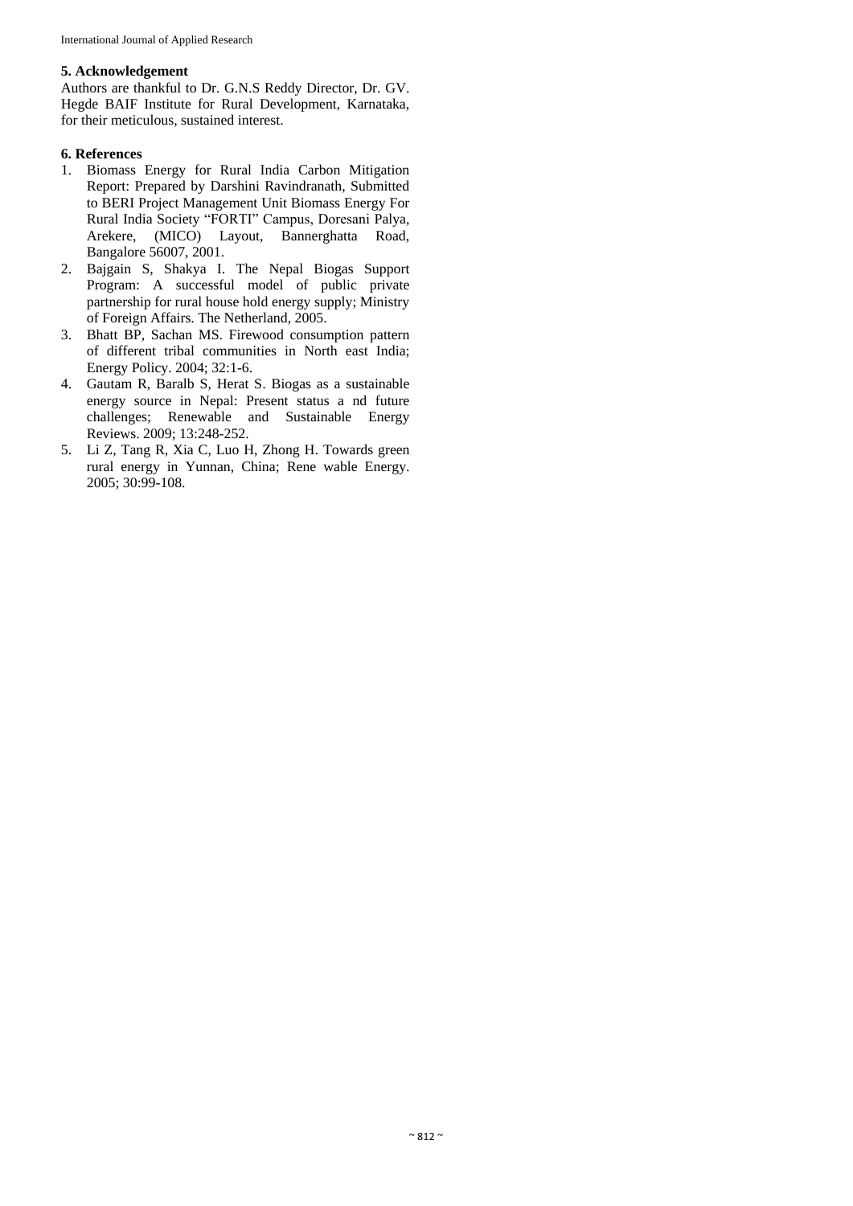## 5. Acknowledgement

Authors are thankful to Dr. G.N.S Reddy Director, Dr. GV. Hegde BAIF Institute for Rural Development, Karnataka, for their meticulous, sustained interest.

## 6. References

1. Biomass Energy for Rural India Carbon Mitigation Report: Prepared by Darshini Ravindranath, Submitted to BERI Project Management Unit Biomass Energy For Rural India Society "FORTI" Campus, Doresani Palya, Arekere, (MICO) Layout, Bannerghatta Road, Bangalore 56007, 2001.
2. Bajgain S, Shakya I. The Nepal Biogas Support Program: A successful model of public private partnership for rural house hold energy supply; Ministry of Foreign Affairs. The Netherland, 2005.
3. Bhatt BP, Sachan MS. Firewood consumption pattern of different tribal communities in North east India; Energy Policy. 2004; 32:1-6.
4. Gautam R, Baralb S, Herat S. Biogas as a sustainable energy source in Nepal: Present status a nd future challenges; Renewable and Sustainable Energy Reviews. 2009; 13:248-252.
5. Li Z, Tang R, Xia C, Luo H, Zhong H. Towards green rural energy in Yunnan, China; Rene wable Energy. 2005; 30:99-108.